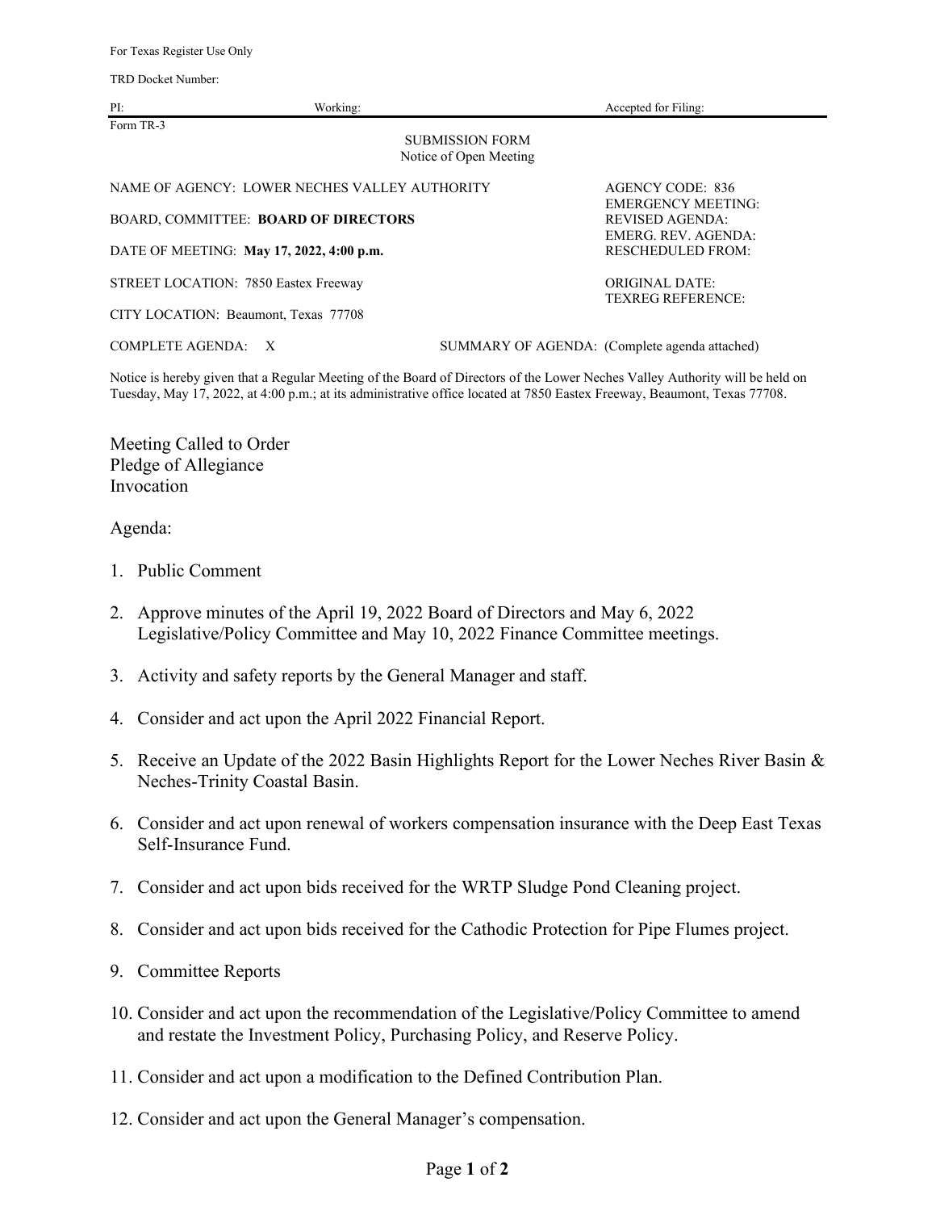For Texas Register Use Only

TRD Docket Number:

PI: Working: Accepted for Filing:

Form TR-3

SUBMISSION FORM
Notice of Open Meeting

NAME OF AGENCY: LOWER NECHES VALLEY AUTHORITY

AGENCY CODE: 836

EMERGENCY MEETING:

BOARD, COMMITTEE: **BOARD OF DIRECTORS**

REVISED AGENDA:

EMERG. REV. AGENDA:

DATE OF MEETING: **May 17, 2022, 4:00 p.m.**

RESCHEDULED FROM:

STREET LOCATION: 7850 Eastex Freeway

ORIGINAL DATE:

TEXREG REFERENCE:

CITY LOCATION: Beaumont, Texas 77708

COMPLETE AGENDA: X

SUMMARY OF AGENDA: (Complete agenda attached)

Notice is hereby given that a Regular Meeting of the Board of Directors of the Lower Neches Valley Authority will be held on Tuesday, May 17, 2022, at 4:00 p.m.; at its administrative office located at 7850 Eastex Freeway, Beaumont, Texas 77708.

Meeting Called to Order
Pledge of Allegiance
Invocation

Agenda:

1. Public Comment
2. Approve minutes of the April 19, 2022 Board of Directors and May 6, 2022 Legislative/Policy Committee and May 10, 2022 Finance Committee meetings.
3. Activity and safety reports by the General Manager and staff.
4. Consider and act upon the April 2022 Financial Report.
5. Receive an Update of the 2022 Basin Highlights Report for the Lower Neches River Basin & Neches-Trinity Coastal Basin.
6. Consider and act upon renewal of workers compensation insurance with the Deep East Texas Self-Insurance Fund.
7. Consider and act upon bids received for the WRTP Sludge Pond Cleaning project.
8. Consider and act upon bids received for the Cathodic Protection for Pipe Flumes project.
9. Committee Reports
10. Consider and act upon the recommendation of the Legislative/Policy Committee to amend and restate the Investment Policy, Purchasing Policy, and Reserve Policy.
11. Consider and act upon a modification to the Defined Contribution Plan.
12. Consider and act upon the General Manager's compensation.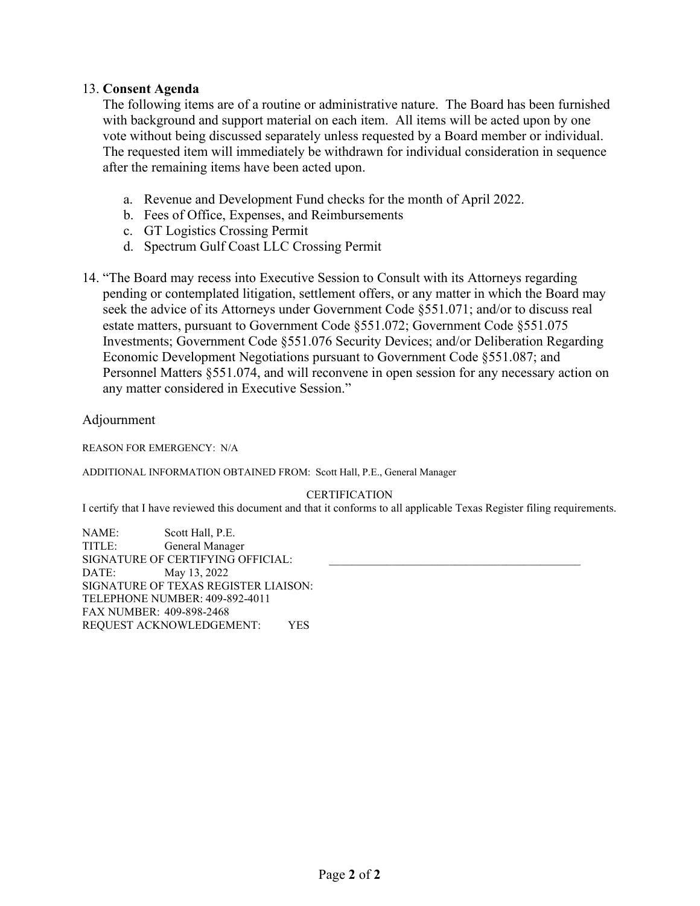13. **Consent Agenda**

    The following items are of a routine or administrative nature. The Board has been furnished with background and support material on each item. All items will be acted upon by one vote without being discussed separately unless requested by a Board member or individual. The requested item will immediately be withdrawn for individual consideration in sequence after the remaining items have been acted upon.

    a. Revenue and Development Fund checks for the month of April 2022.
    b. Fees of Office, Expenses, and Reimbursements
    c. GT Logistics Crossing Permit
    d. Spectrum Gulf Coast LLC Crossing Permit

14. "The Board may recess into Executive Session to Consult with its Attorneys regarding pending or contemplated litigation, settlement offers, or any matter in which the Board may seek the advice of its Attorneys under Government Code §551.071; and/or to discuss real estate matters, pursuant to Government Code §551.072; Government Code §551.075 Investments; Government Code §551.076 Security Devices; and/or Deliberation Regarding Economic Development Negotiations pursuant to Government Code §551.087; and Personnel Matters §551.074, and will reconvene in open session for any necessary action on any matter considered in Executive Session."

Adjournment

REASON FOR EMERGENCY: N/A

ADDITIONAL INFORMATION OBTAINED FROM: Scott Hall, P.E., General Manager

CERTIFICATION

I certify that I have reviewed this document and that it conforms to all applicable Texas Register filing requirements.

NAME: Scott Hall, P.E.
TITLE: General Manager
SIGNATURE OF CERTIFYING OFFICIAL: ____________________________________________
DATE: May 13, 2022
SIGNATURE OF TEXAS REGISTER LIAISON:
TELEPHONE NUMBER: 409-892-4011
FAX NUMBER: 409-898-2468
REQUEST ACKNOWLEDGEMENT: YES